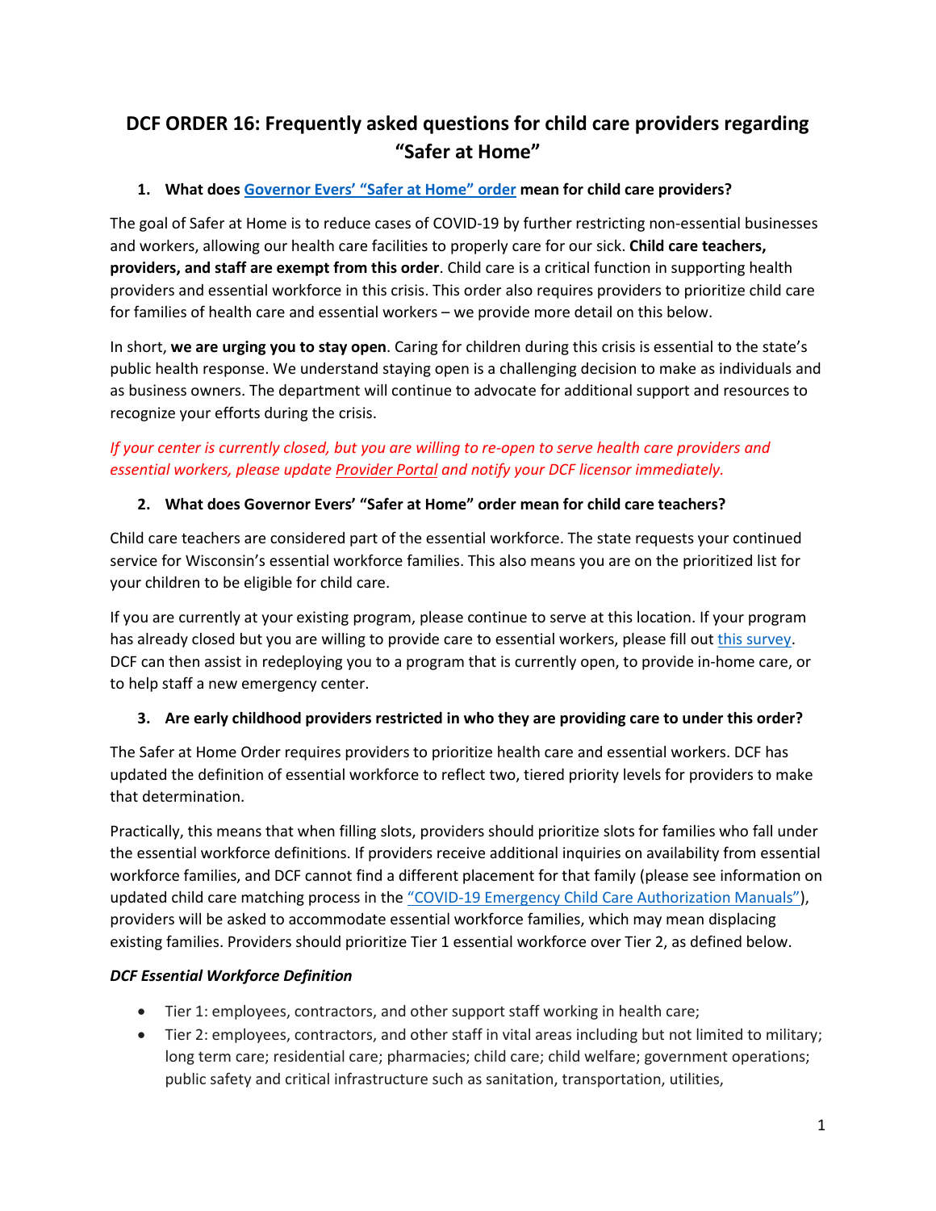# DCF ORDER 16: Frequently asked questions for child care providers regarding "Safer at Home"

## 1. What does Governor Evers' "Safer at Home" order mean for child care providers?

The goal of Safer at Home is to reduce cases of COVID-19 by further restricting non-essential businesses and workers, allowing our health care facilities to properly care for our sick. **Child care teachers, providers, and staff are exempt from this order**. Child care is a critical function in supporting health providers and essential workforce in this crisis. This order also requires providers to prioritize child care for families of health care and essential workers – we provide more detail on this below.

In short, **we are urging you to stay open**. Caring for children during this crisis is essential to the state's public health response. We understand staying open is a challenging decision to make as individuals and as business owners. The department will continue to advocate for additional support and resources to recognize your efforts during the crisis.

*If your center is currently closed, but you are willing to re-open to serve health care providers and essential workers, please update Provider Portal and notify your DCF licensor immediately.*

## 2. What does Governor Evers' "Safer at Home" order mean for child care teachers?

Child care teachers are considered part of the essential workforce. The state requests your continued service for Wisconsin's essential workforce families. This also means you are on the prioritized list for your children to be eligible for child care.

If you are currently at your existing program, please continue to serve at this location. If your program has already closed but you are willing to provide care to essential workers, please fill out this survey. DCF can then assist in redeploying you to a program that is currently open, to provide in-home care, or to help staff a new emergency center.

## 3. Are early childhood providers restricted in who they are providing care to under this order?

The Safer at Home Order requires providers to prioritize health care and essential workers. DCF has updated the definition of essential workforce to reflect two, tiered priority levels for providers to make that determination.

Practically, this means that when filling slots, providers should prioritize slots for families who fall under the essential workforce definitions. If providers receive additional inquiries on availability from essential workforce families, and DCF cannot find a different placement for that family (please see information on updated child care matching process in the "COVID-19 Emergency Child Care Authorization Manuals"), providers will be asked to accommodate essential workforce families, which may mean displacing existing families. Providers should prioritize Tier 1 essential workforce over Tier 2, as defined below.

### *DCF Essential Workforce Definition*

- Tier 1: employees, contractors, and other support staff working in health care;
- Tier 2: employees, contractors, and other staff in vital areas including but not limited to military; long term care; residential care; pharmacies; child care; child welfare; government operations; public safety and critical infrastructure such as sanitation, transportation, utilities,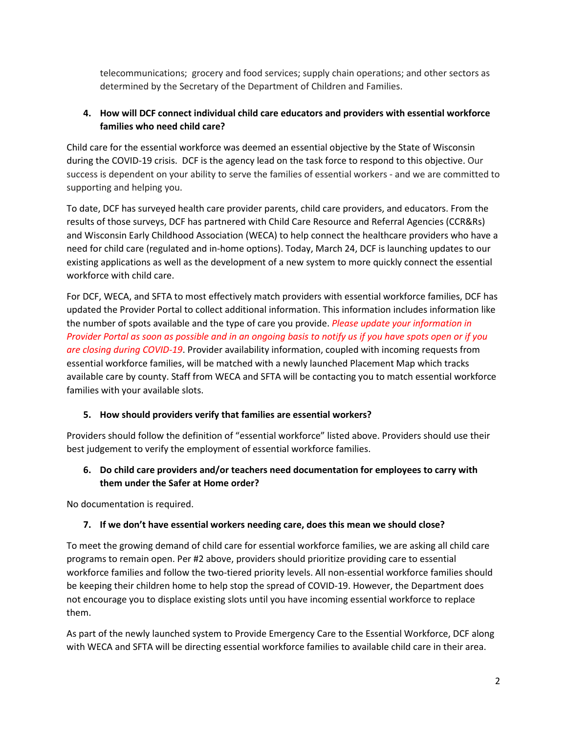telecommunications; grocery and food services; supply chain operations; and other sectors as determined by the Secretary of the Department of Children and Families.

4. **How will DCF connect individual child care educators and providers with essential workforce families who need child care?**

Child care for the essential workforce was deemed an essential objective by the State of Wisconsin during the COVID-19 crisis. DCF is the agency lead on the task force to respond to this objective. Our success is dependent on your ability to serve the families of essential workers - and we are committed to supporting and helping you.

To date, DCF has surveyed health care provider parents, child care providers, and educators. From the results of those surveys, DCF has partnered with Child Care Resource and Referral Agencies (CCR&Rs) and Wisconsin Early Childhood Association (WECA) to help connect the healthcare providers who have a need for child care (regulated and in-home options). Today, March 24, DCF is launching updates to our existing applications as well as the development of a new system to more quickly connect the essential workforce with child care.

For DCF, WECA, and SFTA to most effectively match providers with essential workforce families, DCF has updated the Provider Portal to collect additional information. This information includes information like the number of spots available and the type of care you provide. *Please update your information in Provider Portal as soon as possible and in an ongoing basis to notify us if you have spots open or if you are closing during COVID-19*. Provider availability information, coupled with incoming requests from essential workforce families, will be matched with a newly launched Placement Map which tracks available care by county. Staff from WECA and SFTA will be contacting you to match essential workforce families with your available slots.

5. **How should providers verify that families are essential workers?**

Providers should follow the definition of "essential workforce" listed above. Providers should use their best judgement to verify the employment of essential workforce families.

6. **Do child care providers and/or teachers need documentation for employees to carry with them under the Safer at Home order?**

No documentation is required.

7. **If we don't have essential workers needing care, does this mean we should close?**

To meet the growing demand of child care for essential workforce families, we are asking all child care programs to remain open. Per #2 above, providers should prioritize providing care to essential workforce families and follow the two-tiered priority levels. All non-essential workforce families should be keeping their children home to help stop the spread of COVID-19. However, the Department does not encourage you to displace existing slots until you have incoming essential workforce to replace them.

As part of the newly launched system to Provide Emergency Care to the Essential Workforce, DCF along with WECA and SFTA will be directing essential workforce families to available child care in their area.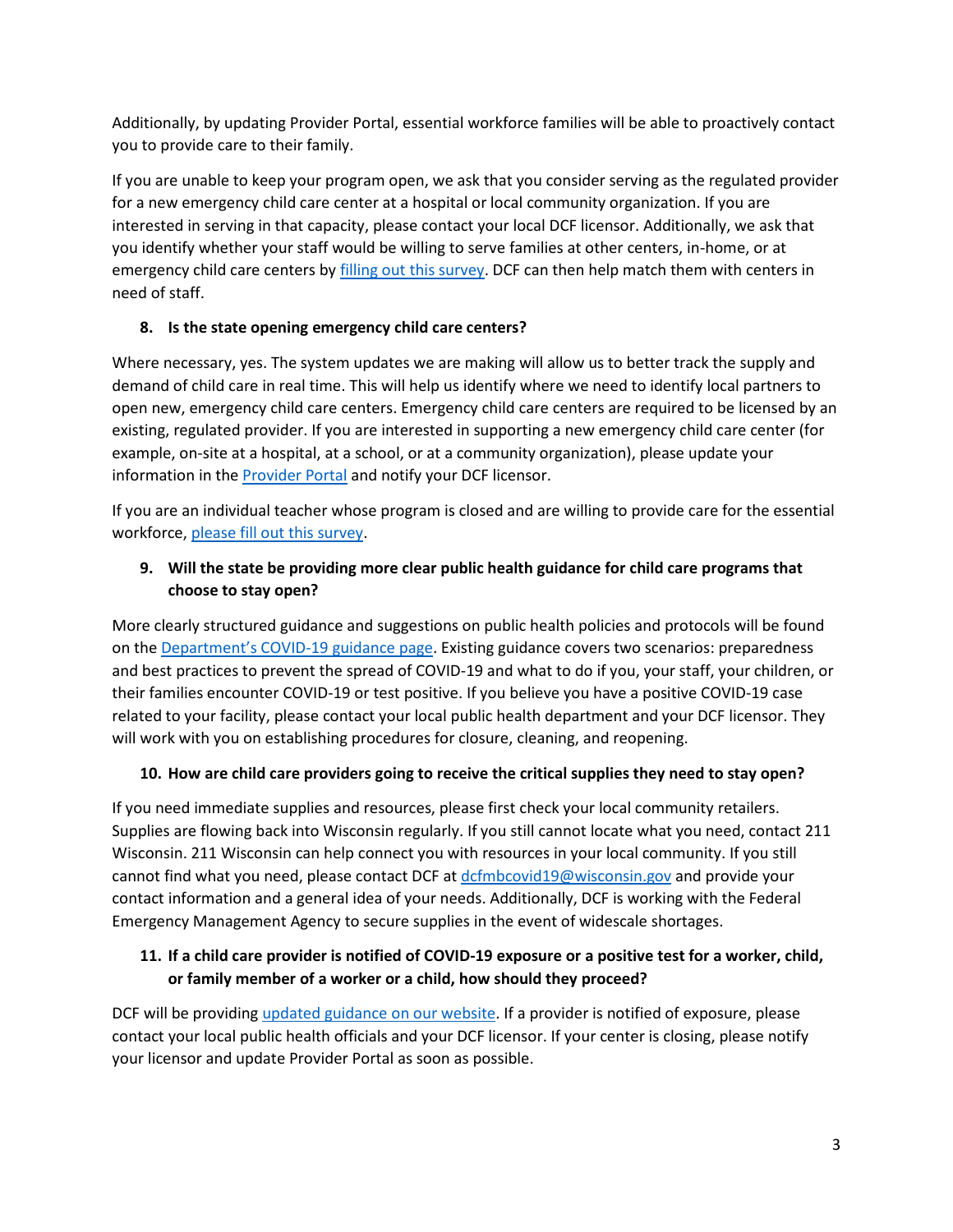Additionally, by updating Provider Portal, essential workforce families will be able to proactively contact you to provide care to their family.

If you are unable to keep your program open, we ask that you consider serving as the regulated provider for a new emergency child care center at a hospital or local community organization. If you are interested in serving in that capacity, please contact your local DCF licensor. Additionally, we ask that you identify whether your staff would be willing to serve families at other centers, in-home, or at emergency child care centers by filling out this survey. DCF can then help match them with centers in need of staff.

8. **Is the state opening emergency child care centers?**

Where necessary, yes. The system updates we are making will allow us to better track the supply and demand of child care in real time. This will help us identify where we need to identify local partners to open new, emergency child care centers. Emergency child care centers are required to be licensed by an existing, regulated provider. If you are interested in supporting a new emergency child care center (for example, on-site at a hospital, at a school, or at a community organization), please update your information in the Provider Portal and notify your DCF licensor.

If you are an individual teacher whose program is closed and are willing to provide care for the essential workforce, please fill out this survey.

9. **Will the state be providing more clear public health guidance for child care programs that choose to stay open?**

More clearly structured guidance and suggestions on public health policies and protocols will be found on the Department's COVID-19 guidance page. Existing guidance covers two scenarios: preparedness and best practices to prevent the spread of COVID-19 and what to do if you, your staff, your children, or their families encounter COVID-19 or test positive. If you believe you have a positive COVID-19 case related to your facility, please contact your local public health department and your DCF licensor. They will work with you on establishing procedures for closure, cleaning, and reopening.

10. **How are child care providers going to receive the critical supplies they need to stay open?**

If you need immediate supplies and resources, please first check your local community retailers. Supplies are flowing back into Wisconsin regularly. If you still cannot locate what you need, contact 211 Wisconsin. 211 Wisconsin can help connect you with resources in your local community. If you still cannot find what you need, please contact DCF at dcfmbcovid19@wisconsin.gov and provide your contact information and a general idea of your needs. Additionally, DCF is working with the Federal Emergency Management Agency to secure supplies in the event of widescale shortages.

11. **If a child care provider is notified of COVID-19 exposure or a positive test for a worker, child, or family member of a worker or a child, how should they proceed?**

DCF will be providing updated guidance on our website. If a provider is notified of exposure, please contact your local public health officials and your DCF licensor. If your center is closing, please notify your licensor and update Provider Portal as soon as possible.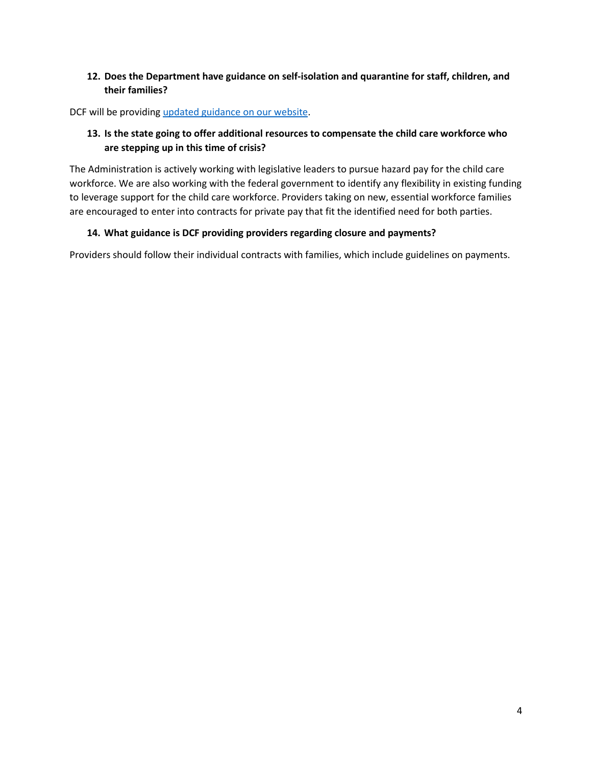**12. Does the Department have guidance on self-isolation and quarantine for staff, children, and their families?**

DCF will be providing updated guidance on our website.

**13. Is the state going to offer additional resources to compensate the child care workforce who are stepping up in this time of crisis?**

The Administration is actively working with legislative leaders to pursue hazard pay for the child care workforce. We are also working with the federal government to identify any flexibility in existing funding to leverage support for the child care workforce. Providers taking on new, essential workforce families are encouraged to enter into contracts for private pay that fit the identified need for both parties.

**14. What guidance is DCF providing providers regarding closure and payments?**

Providers should follow their individual contracts with families, which include guidelines on payments.